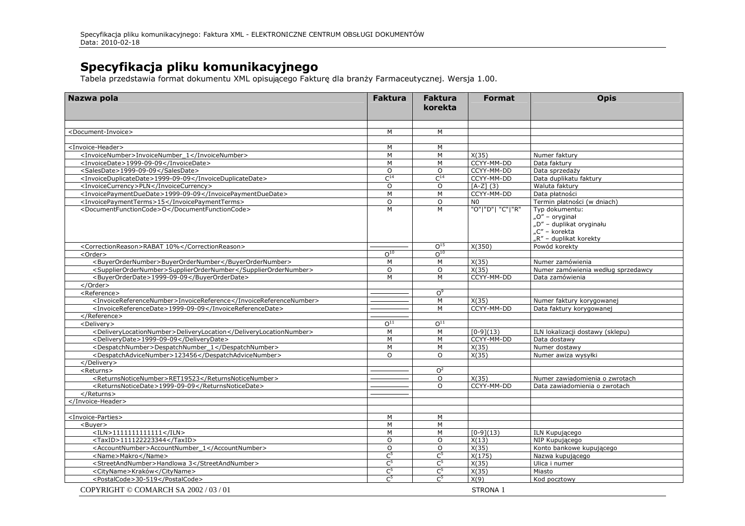# Specyfikacja pliku komunikacyjnego

Tabela przedstawia format dokumentu XML opisującego Fakturę dla branży Farmaceutycznej. Wersja 1.00.

| Nazwa pola | Faktura | Faktura korekta | Format | Opis |
|---|---|---|---|---|
| | | | | |
| <Document-Invoice> | M | M | | |
| | | | | |
| <Invoice-Header> | M | M | | |
| <InvoiceNumber>InvoiceNumber_1</InvoiceNumber> | M | M | X(35) | Numer faktury |
| <InvoiceDate>1999-09-09</InvoiceDate> | M | M | CCYY-MM-DD | Data faktury |
| <SalesDate>1999-09-09</SalesDate> | O | O | CCYY-MM-DD | Data sprzedaży |
| <InvoiceDuplicateDate>1999-09-09</InvoiceDuplicateDate> | C[14] | C[14] | CCYY-MM-DD | Data duplikatu faktury |
| <InvoiceCurrency>PLN</InvoiceCurrency> | O | O | [A-Z] (3) | Waluta faktury |
| <InvoicePaymentDueDate>1999-09-09</InvoicePaymentDueDate> | M | M | CCYY-MM-DD | Data płatności |
| <InvoicePaymentTerms>15</InvoicePaymentTerms> | O | O | N0 | Termin płatności (w dniach) |
| <DocumentFunctionCode>O</DocumentFunctionCode> | M | M | "O"\|"D"\| "C"\|"R" | Typ dokumentu:<br>„O" – oryginał<br>„D" – duplikat oryginału<br>„C" – korekta<br>„R" – duplikat korekty |
| <CorrectionReason>RABAT 10%</CorrectionReason> | ——— | O[15] | X(350) | Powód korekty |
| <Order> | O[10] | O[10] | | |
| <BuyerOrderNumber>BuyerOrderNumber</BuyerOrderNumber> | M | M | X(35) | Numer zamówienia |
| <SupplierOrderNumber>SupplierOrderNumber</SupplierOrderNumber> | O | O | X(35) | Numer zamówienia według sprzedawcy |
| <BuyerOrderDate>1999-09-09</BuyerOrderDate> | M | M | CCYY-MM-DD | Data zamówienia |
| </Order> | | | | |
| <Reference> | ——— | O[9] | | |
| <InvoiceReferenceNumber>InvoiceReference</InvoiceReferenceNumber> | ——— | M | X(35) | Numer faktury korygowanej |
| <InvoiceReferenceDate>1999-09-09</InvoiceReferenceDate> | ——— | M | CCYY-MM-DD | Data faktury korygowanej |
| </Reference> | ——— | | | |
| <Delivery> | O[11] | O[11] | | |
| <DeliveryLocationNumber>DeliveryLocation</DeliveryLocationNumber> | M | M | [0-9](13) | ILN lokalizacji dostawy (sklepu) |
| <DeliveryDate>1999-09-09</DeliveryDate> | M | M | CCYY-MM-DD | Data dostawy |
| <DespatchNumber>DespatchNumber_1</DespatchNumber> | M | M | X(35) | Numer dostawy |
| <DespatchAdviceNumber>123456</DespatchAdviceNumber> | O | O | X(35) | Numer awiza wysyłki |
| </Delivery> | | | | |
| <Returns> | ——— | O[2] | | |
| <ReturnsNoticeNumber>RET19523</ReturnsNoticeNumber> | ——— | O | X(35) | Numer zawiadomienia o zwrotach |
| <ReturnsNoticeDate>1999-09-09</ReturnsNoticeDate> | ——— | O | CCYY-MM-DD | Data zawiadomienia o zwrotach |
| </Returns> | ——— | | | |
| </Invoice-Header> | | | | |
| | | | | |
| <Invoice-Parties> | M | M | | |
| <Buyer> | M | M | | |
| <ILN>1111111111111</ILN> | M | M | [0-9](13) | ILN Kupującego |
| <TaxID>111122223344</TaxID> | O | O | X(13) | NIP Kupującego |
| <AccountNumber>AccountNumber_1</AccountNumber> | O | O | X(35) | Konto bankowe kupującego |
| <Name>Makro</Name> | C[5] | C[5] | X(175) | Nazwa kupującego |
| <StreetAndNumber>Handlowa 3</StreetAndNumber> | C[5] | C[5] | X(35) | Ulica i numer |
| <CityName>Kraków</CityName> | C[5] | C[5] | X(35) | Miasto |
| <PostalCode>30-519</PostalCode> | C[5] | C[5] | X(9) | Kod pocztowy |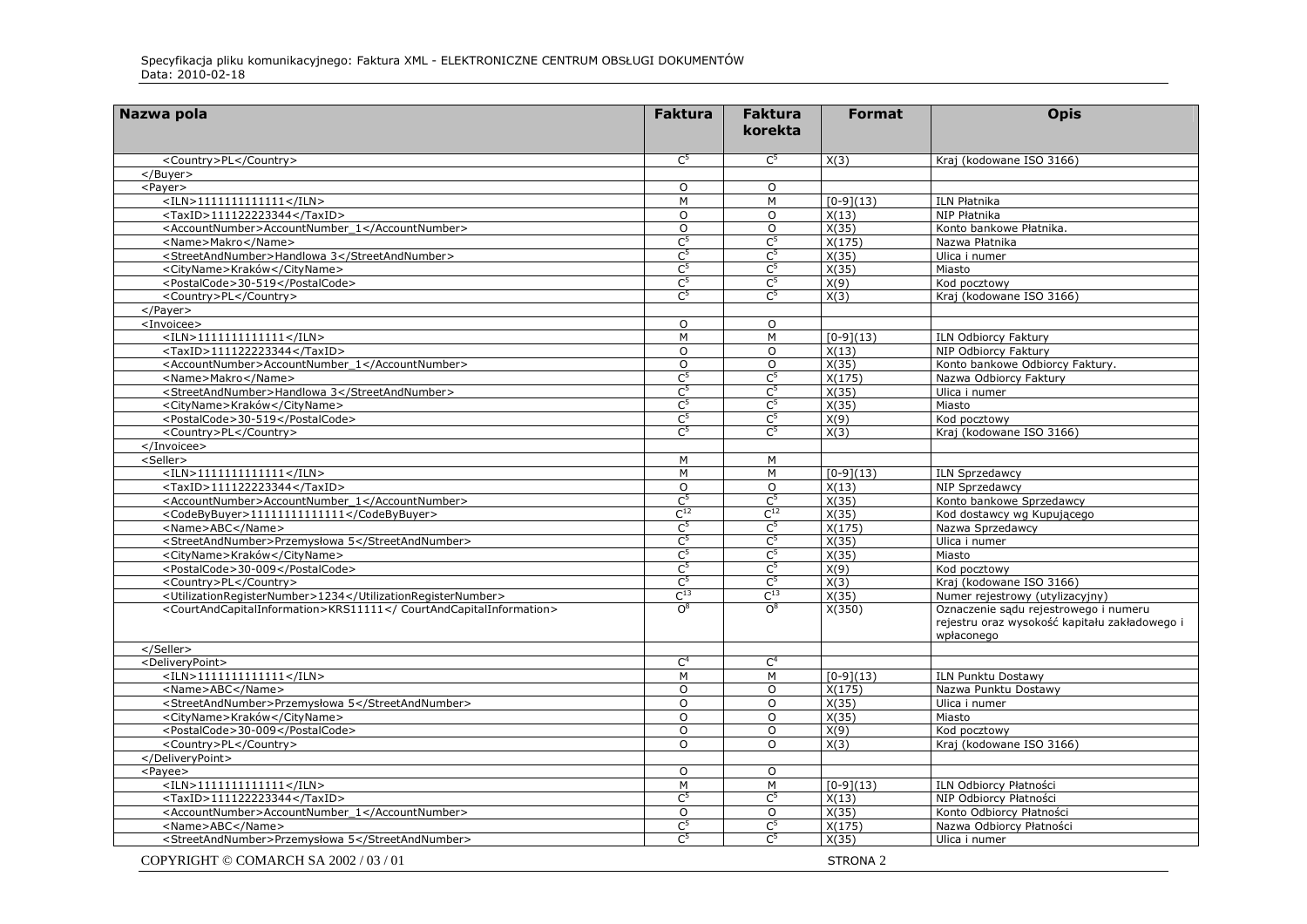| Nazwa pola | Faktura | Faktura korekta | Format | Opis |
|---|---|---|---|---|
| <Country>PL</Country> | C[5] | C[5] | X(3) | Kraj (kodowane ISO 3166) |
| </Buyer> | | | | |
| <Payer> | O | O | | |
| <ILN>1111111111111</ILN> | M | M | [0-9](13) | ILN Płatnika |
| <TaxID>111122223344</TaxID> | O | O | X(13) | NIP Płatnika |
| <AccountNumber>AccountNumber_1</AccountNumber> | O | O | X(35) | Konto bankowe Płatnika. |
| <Name>Makro</Name> | C[5] | C[5] | X(175) | Nazwa Płatnika |
| <StreetAndNumber>Handlowa 3</StreetAndNumber> | C[5] | C[5] | X(35) | Ulica i numer |
| <CityName>Kraków</CityName> | C[5] | C[5] | X(35) | Miasto |
| <PostalCode>30-519</PostalCode> | C[5] | C[5] | X(9) | Kod pocztowy |
| <Country>PL</Country> | C[5] | C[5] | X(3) | Kraj (kodowane ISO 3166) |
| </Payer> | | | | |
| <Invoicee> | O | O | | |
| <ILN>1111111111111</ILN> | M | M | [0-9](13) | ILN Odbiorcy Faktury |
| <TaxID>111122223344</TaxID> | O | O | X(13) | NIP Odbiorcy Faktury |
| <AccountNumber>AccountNumber_1</AccountNumber> | O | O | X(35) | Konto bankowe Odbiorcy Faktury. |
| <Name>Makro</Name> | C[5] | C[5] | X(175) | Nazwa Odbiorcy Faktury |
| <StreetAndNumber>Handlowa 3</StreetAndNumber> | C[5] | C[5] | X(35) | Ulica i numer |
| <CityName>Kraków</CityName> | C[5] | C[5] | X(35) | Miasto |
| <PostalCode>30-519</PostalCode> | C[5] | C[5] | X(9) | Kod pocztowy |
| <Country>PL</Country> | C[5] | C[5] | X(3) | Kraj (kodowane ISO 3166) |
| </Invoicee> | | | | |
| <Seller> | M | M | | |
| <ILN>1111111111111</ILN> | M | M | [0-9](13) | ILN Sprzedawcy |
| <TaxID>111122223344</TaxID> | O | O | X(13) | NIP Sprzedawcy |
| <AccountNumber>AccountNumber_1</AccountNumber> | C[5] | C[5] | X(35) | Konto bankowe Sprzedawcy |
| <CodeByBuyer>11111111111111</CodeByBuyer> | C[12] | C[12] | X(35) | Kod dostawcy wg Kupującego |
| <Name>ABC</Name> | C[5] | C[5] | X(175) | Nazwa Sprzedawcy |
| <StreetAndNumber>Przemysłowa 5</StreetAndNumber> | C[5] | C[5] | X(35) | Ulica i numer |
| <CityName>Kraków</CityName> | C[5] | C[5] | X(35) | Miasto |
| <PostalCode>30-009</PostalCode> | C[5] | C[5] | X(9) | Kod pocztowy |
| <Country>PL</Country> | C[5] | C[5] | X(3) | Kraj (kodowane ISO 3166) |
| <UtilizationRegisterNumber>1234</UtilizationRegisterNumber> | C[13] | C[13] | X(35) | Numer rejestrowy (utylizacyjny) |
| <CourtAndCapitalInformation>KRS11111</ CourtAndCapitalInformation> | O[8] | O[8] | X(350) | Oznaczenie sądu rejestrowego i numeru rejestru oraz wysokość kapitału zakładowego i wpłaconego |
| </Seller> | | | | |
| <DeliveryPoint> | C[4] | C[4] | | |
| <ILN>1111111111111</ILN> | M | M | [0-9](13) | ILN Punktu Dostawy |
| <Name>ABC</Name> | O | O | X(175) | Nazwa Punktu Dostawy |
| <StreetAndNumber>Przemysłowa 5</StreetAndNumber> | O | O | X(35) | Ulica i numer |
| <CityName>Kraków</CityName> | O | O | X(35) | Miasto |
| <PostalCode>30-009</PostalCode> | O | O | X(9) | Kod pocztowy |
| <Country>PL</Country> | O | O | X(3) | Kraj (kodowane ISO 3166) |
| </DeliveryPoint> | | | | |
| <Payee> | O | O | | |
| <ILN>1111111111111</ILN> | M | M | [0-9](13) | ILN Odbiorcy Płatności |
| <TaxID>111122223344</TaxID> | C[5] | C[5] | X(13) | NIP Odbiorcy Płatności |
| <AccountNumber>AccountNumber_1</AccountNumber> | O | O | X(35) | Konto Odbiorcy Płatności |
| <Name>ABC</Name> | C[5] | C[5] | X(175) | Nazwa Odbiorcy Płatności |
| <StreetAndNumber>Przemysłowa 5</StreetAndNumber> | C[5] | C[5] | X(35) | Ulica i numer |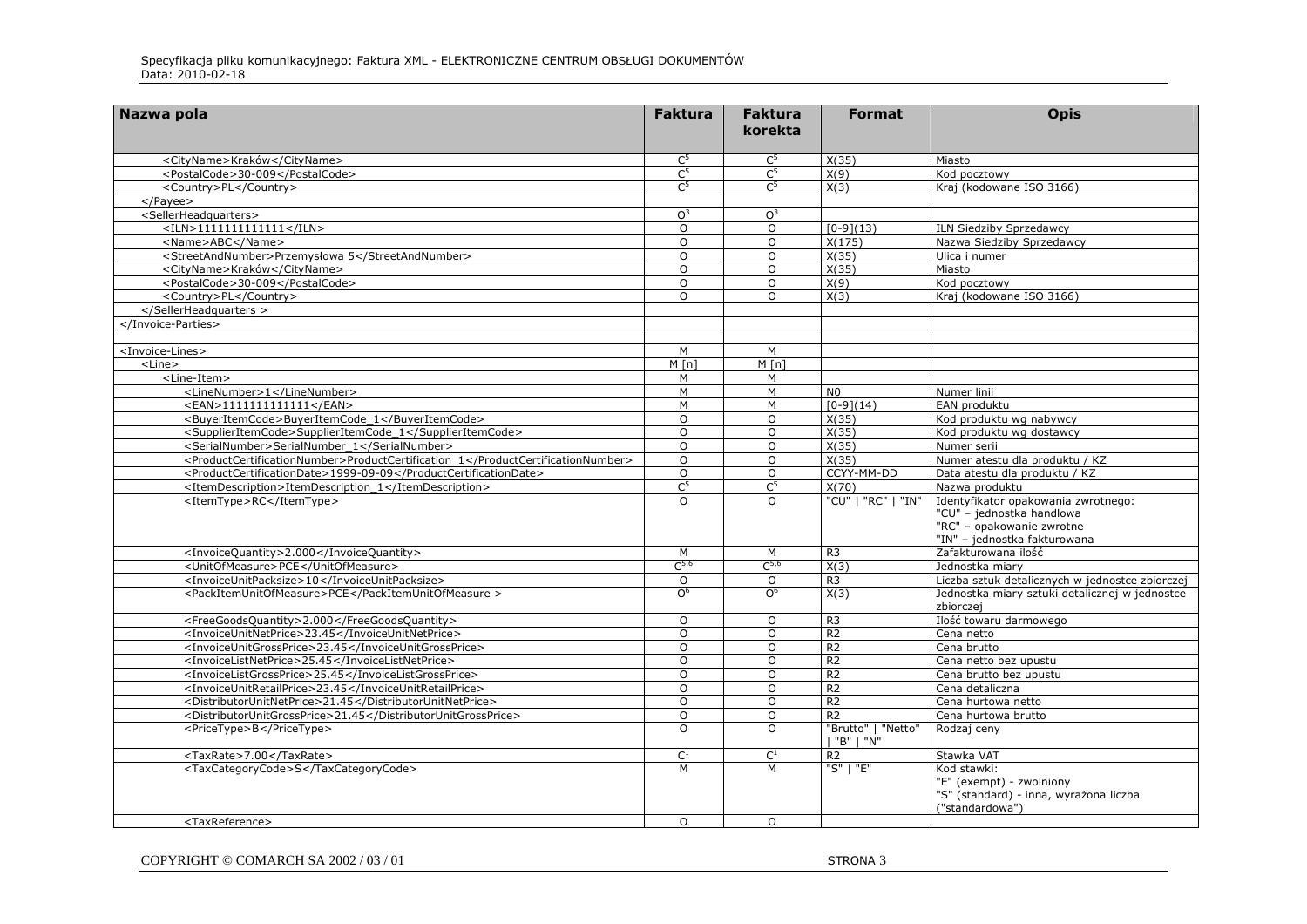| Nazwa pola | Faktura | Faktura korekta | Format | Opis |
|---|---|---|---|---|
| <CityName>Kraków</CityName> | C[5] | C[5] | X(35) | Miasto |
| <PostalCode>30-009</PostalCode> | C[5] | C[5] | X(9) | Kod pocztowy |
| <Country>PL</Country> | C[5] | C[5] | X(3) | Kraj (kodowane ISO 3166) |
| </Payee> | | | | |
| <SellerHeadquarters> | O[3] | O[3] | | |
| <ILN>1111111111111</ILN> | O | O | [0-9](13) | ILN Siedziby Sprzedawcy |
| <Name>ABC</Name> | O | O | X(175) | Nazwa Siedziby Sprzedawcy |
| <StreetAndNumber>Przemysłowa 5</StreetAndNumber> | O | O | X(35) | Ulica i numer |
| <CityName>Kraków</CityName> | O | O | X(35) | Miasto |
| <PostalCode>30-009</PostalCode> | O | O | X(9) | Kod pocztowy |
| <Country>PL</Country> | O | O | X(3) | Kraj (kodowane ISO 3166) |
| </SellerHeadquarters > | | | | |
| </Invoice-Parties> | | | | |
| | | | | |
| <Invoice-Lines> | M | M | | |
| <Line> | M [n] | M [n] | | |
| <Line-Item> | M | M | | |
| <LineNumber>1</LineNumber> | M | M | N0 | Numer linii |
| <EAN>1111111111111</EAN> | M | M | [0-9](14) | EAN produktu |
| <BuyerItemCode>BuyerItemCode_1</BuyerItemCode> | O | O | X(35) | Kod produktu wg nabywcy |
| <SupplierItemCode>SupplierItemCode_1</SupplierItemCode> | O | O | X(35) | Kod produktu wg dostawcy |
| <SerialNumber>SerialNumber_1</SerialNumber> | O | O | X(35) | Numer serii |
| <ProductCertificationNumber>ProductCertification_1</ProductCertificationNumber> | O | O | X(35) | Numer atestu dla produktu / KZ |
| <ProductCertificationDate>1999-09-09</ProductCertificationDate> | O | O | CCYY-MM-DD | Data atestu dla produktu / KZ |
| <ItemDescription>ItemDescription_1</ItemDescription> | C[5] | C[5] | X(70) | Nazwa produktu |
| <ItemType>RC</ItemType> | O | O | "CU" \| "RC" \| "IN" | Identyfikator opakowania zwrotnego: "CU" – jednostka handlowa "RC" – opakowanie zwrotne "IN" – jednostka fakturowana |
| <InvoiceQuantity>2.000</InvoiceQuantity> | M | M | R3 | Zafakturowana ilość |
| <UnitOfMeasure>PCE</UnitOfMeasure> | C[5,6] | C[5,6] | X(3) | Jednostka miary |
| <InvoiceUnitPacksize>10</InvoiceUnitPacksize> | O | O | R3 | Liczba sztuk detalicznych w jednostce zbiorczej |
| <PackItemUnitOfMeasure>PCE</PackItemUnitOfMeasure > | O[6] | O[6] | X(3) | Jednostka miary sztuki detalicznej w jednostce zbiorczej |
| <FreeGoodsQuantity>2.000</FreeGoodsQuantity> | O | O | R3 | Ilość towaru darmowego |
| <InvoiceUnitNetPrice>23.45</InvoiceUnitNetPrice> | O | O | R2 | Cena netto |
| <InvoiceUnitGrossPrice>23.45</InvoiceUnitGrossPrice> | O | O | R2 | Cena brutto |
| <InvoiceListNetPrice>25.45</InvoiceListNetPrice> | O | O | R2 | Cena netto bez upustu |
| <InvoiceListGrossPrice>25.45</InvoiceListGrossPrice> | O | O | R2 | Cena brutto bez upustu |
| <InvoiceUnitRetailPrice>23.45</InvoiceUnitRetailPrice> | O | O | R2 | Cena detaliczna |
| <DistributorUnitNetPrice>21.45</DistributorUnitNetPrice> | O | O | R2 | Cena hurtowa netto |
| <DistributorUnitGrossPrice>21.45</DistributorUnitGrossPrice> | O | O | R2 | Cena hurtowa brutto |
| <PriceType>B</PriceType> | O | O | "Brutto" \| "Netto" \| "B" \| "N" | Rodzaj ceny |
| <TaxRate>7.00</TaxRate> | C[1] | C[1] | R2 | Stawka VAT |
| <TaxCategoryCode>S</TaxCategoryCode> | M | M | "S" \| "E" | Kod stawki: "E" (exempt) - zwolniony "S" (standard) - inna, wyrażona liczba ("standardowa") |
| <TaxReference> | O | O | | |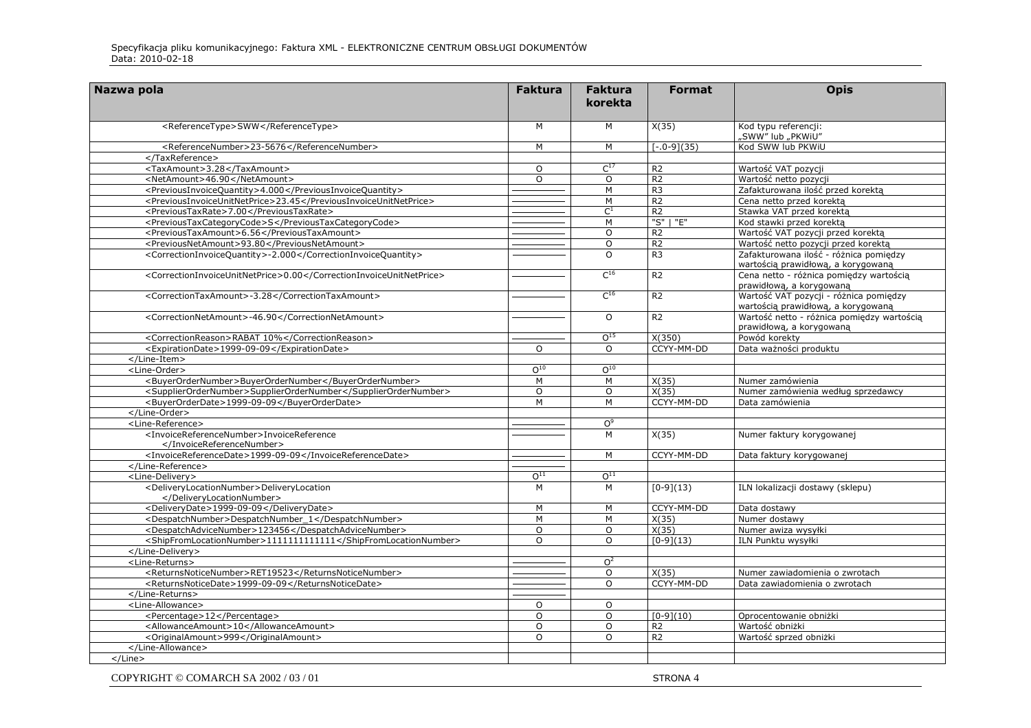| Nazwa pola | Faktura | Faktura korekta | Format | Opis |
|---|---|---|---|---|
| <ReferenceType>SWW</ReferenceType> | M | M | X(35) | Kod typu referencji: „SWW" lub „PKWiU" |
| <ReferenceNumber>23-5676</ReferenceNumber> | M | M | [-.0-9](35) | Kod SWW lub PKWiU |
| </TaxReference> | | | | |
| <TaxAmount>3.28</TaxAmount> | O | C[17] | R2 | Wartość VAT pozycji |
| <NetAmount>46.90</NetAmount> | O | O | R2 | Wartość netto pozycji |
| <PreviousInvoiceQuantity>4.000</PreviousInvoiceQuantity> | ———— | M | R3 | Zafakturowana ilość przed korektą |
| <PreviousInvoiceUnitNetPrice>23.45</PreviousInvoiceUnitNetPrice> | ———— | M | R2 | Cena netto przed korektą |
| <PreviousTaxRate>7.00</PreviousTaxRate> | ———— | C[1] | R2 | Stawka VAT przed korektą |
| <PreviousTaxCategoryCode>S</PreviousTaxCategoryCode> | ———— | M | "S" \| "E" | Kod stawki przed korektą |
| <PreviousTaxAmount>6.56</PreviousTaxAmount> | ———— | O | R2 | Wartość VAT pozycji przed korektą |
| <PreviousNetAmount>93.80</PreviousNetAmount> | ———— | O | R2 | Wartość netto pozycji przed korektą |
| <CorrectionInvoiceQuantity>-2.000</CorrectionInvoiceQuantity> | ———— | O | R3 | Zafakturowana ilość - różnica pomiędzy wartością prawidłową, a korygowaną |
| <CorrectionInvoiceUnitNetPrice>0.00</CorrectionInvoiceUnitNetPrice> | ———— | C[16] | R2 | Cena netto - różnica pomiędzy wartością prawidłową, a korygowaną |
| <CorrectionTaxAmount>-3.28</CorrectionTaxAmount> | ———— | C[16] | R2 | Wartość VAT pozycji - różnica pomiędzy wartością prawidłową, a korygowaną |
| <CorrectionNetAmount>-46.90</CorrectionNetAmount> | ———— | O | R2 | Wartość netto - różnica pomiędzy wartością prawidłową, a korygowaną |
| <CorrectionReason>RABAT 10%</CorrectionReason> | ———— | O[15] | X(350) | Powód korekty |
| <ExpirationDate>1999-09-09</ExpirationDate> | O | O | CCYY-MM-DD | Data ważności produktu |
| </Line-Item> | | | | |
| <Line-Order> | O[10] | O[10] | | |
| <BuyerOrderNumber>BuyerOrderNumber</BuyerOrderNumber> | M | M | X(35) | Numer zamówienia |
| <SupplierOrderNumber>SupplierOrderNumber</SupplierOrderNumber> | O | O | X(35) | Numer zamówienia według sprzedawcy |
| <BuyerOrderDate>1999-09-09</BuyerOrderDate> | M | M | CCYY-MM-DD | Data zamówienia |
| </Line-Order> | | | | |
| <Line-Reference> | ———— | O[9] | | |
| <InvoiceReferenceNumber>InvoiceReference </InvoiceReferenceNumber> | ———— | M | X(35) | Numer faktury korygowanej |
| <InvoiceReferenceDate>1999-09-09</InvoiceReferenceDate> | ———— | M | CCYY-MM-DD | Data faktury korygowanej |
| </Line-Reference> | ———— | | | |
| <Line-Delivery> | O[11] | O[11] | | |
| <DeliveryLocationNumber>DeliveryLocation </DeliveryLocationNumber> | M | M | [0-9](13) | ILN lokalizacji dostawy (sklepu) |
| <DeliveryDate>1999-09-09</DeliveryDate> | M | M | CCYY-MM-DD | Data dostawy |
| <DespatchNumber>DespatchNumber_1</DespatchNumber> | M | M | X(35) | Numer dostawy |
| <DespatchAdviceNumber>123456</DespatchAdviceNumber> | O | O | X(35) | Numer awiza wysyłki |
| <ShipFromLocationNumber>1111111111111</ShipFromLocationNumber> | O | O | [0-9](13) | ILN Punktu wysyłki |
| </Line-Delivery> | | | | |
| <Line-Returns> | ———— | O[2] | | |
| <ReturnsNoticeNumber>RET19523</ReturnsNoticeNumber> | ———— | O | X(35) | Numer zawiadomienia o zwrotach |
| <ReturnsNoticeDate>1999-09-09</ReturnsNoticeDate> | ———— | O | CCYY-MM-DD | Data zawiadomienia o zwrotach |
| </Line-Returns> | ———— | | | |
| <Line-Allowance> | O | O | | |
| <Percentage>12</Percentage> | O | O | [0-9](10) | Oprocentowanie obniżki |
| <AllowanceAmount>10</AllowanceAmount> | O | O | R2 | Wartość obniżki |
| <OriginalAmount>999</OriginalAmount> | O | O | R2 | Wartość sprzed obniżki |
| </Line-Allowance> | | | | |
| </Line> | | | | |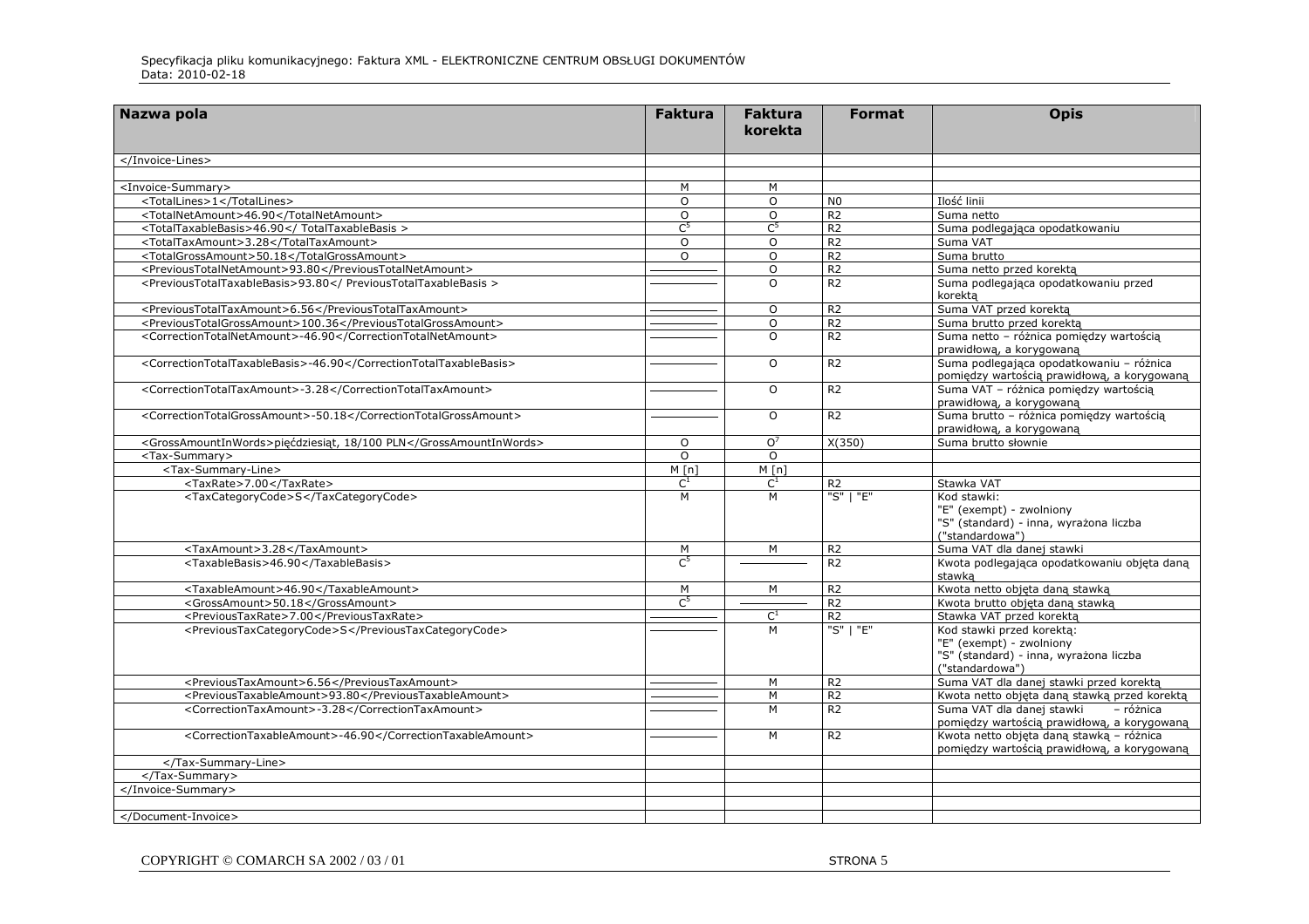| Nazwa pola | Faktura | Faktura korekta | Format | Opis |
|---|---|---|---|---|
| </Invoice-Lines> | | | | |
| | | | | |
| <Invoice-Summary> | M | M | | |
| <TotalLines>1</TotalLines> | O | O | N0 | Ilość linii |
| <TotalNetAmount>46.90</TotalNetAmount> | O | O | R2 | Suma netto |
| <TotalTaxableBasis>46.90</ TotalTaxableBasis > | C[5] | C[5] | R2 | Suma podlegająca opodatkowaniu |
| <TotalTaxAmount>3.28</TotalTaxAmount> | O | O | R2 | Suma VAT |
| <TotalGrossAmount>50.18</TotalGrossAmount> | O | O | R2 | Suma brutto |
| <PreviousTotalNetAmount>93.80</PreviousTotalNetAmount> | ——— | O | R2 | Suma netto przed korektą |
| <PreviousTotalTaxableBasis>93.80</ PreviousTotalTaxableBasis > | ——— | O | R2 | Suma podlegająca opodatkowaniu przed korektą |
| <PreviousTotalTaxAmount>6.56</PreviousTotalTaxAmount> | ——— | O | R2 | Suma VAT przed korektą |
| <PreviousTotalGrossAmount>100.36</PreviousTotalGrossAmount> | ——— | O | R2 | Suma brutto przed korektą |
| <CorrectionTotalNetAmount>-46.90</CorrectionTotalNetAmount> | ——— | O | R2 | Suma netto – różnica pomiędzy wartością prawidłową, a korygowaną |
| <CorrectionTotalTaxableBasis>-46.90</CorrectionTotalTaxableBasis> | ——— | O | R2 | Suma podlegająca opodatkowaniu – różnica pomiędzy wartością prawidłową, a korygowaną |
| <CorrectionTotalTaxAmount>-3.28</CorrectionTotalTaxAmount> | ——— | O | R2 | Suma VAT – różnica pomiędzy wartością prawidłową, a korygowaną |
| <CorrectionTotalGrossAmount>-50.18</CorrectionTotalGrossAmount> | ——— | O | R2 | Suma brutto – różnica pomiędzy wartością prawidłową, a korygowaną |
| <GrossAmountInWords>pięćdziesiąt, 18/100 PLN</GrossAmountInWords> | O | O[7] | X(350) | Suma brutto słownie |
| <Tax-Summary> | O | O | | |
| <Tax-Summary-Line> | M [n] | M [n] | | |
| <TaxRate>7.00</TaxRate> | C[1] | C[1] | R2 | Stawka VAT |
| <TaxCategoryCode>S</TaxCategoryCode> | M | M | "S" \| "E" | Kod stawki:<br>"E" (exempt) - zwolniony<br>"S" (standard) - inna, wyrażona liczba ("standardowa") |
| <TaxAmount>3.28</TaxAmount> | M | M | R2 | Suma VAT dla danej stawki |
| <TaxableBasis>46.90</TaxableBasis> | C[5] | ——— | R2 | Kwota podlegająca opodatkowaniu objęta daną stawką |
| <TaxableAmount>46.90</TaxableAmount> | M | M | R2 | Kwota netto objęta daną stawką |
| <GrossAmount>50.18</GrossAmount> | C[5] | ——— | R2 | Kwota brutto objęta daną stawką |
| <PreviousTaxRate>7.00</PreviousTaxRate> | ——— | C[1] | R2 | Stawka VAT przed korektą |
| <PreviousTaxCategoryCode>S</PreviousTaxCategoryCode> | ——— | M | "S" \| "E" | Kod stawki przed korektą:<br>"E" (exempt) - zwolniony<br>"S" (standard) - inna, wyrażona liczba ("standardowa") |
| <PreviousTaxAmount>6.56</PreviousTaxAmount> | ——— | M | R2 | Suma VAT dla danej stawki przed korektą |
| <PreviousTaxableAmount>93.80</PreviousTaxableAmount> | ——— | M | R2 | Kwota netto objęta daną stawką przed korektą |
| <CorrectionTaxAmount>-3.28</CorrectionTaxAmount> | ——— | M | R2 | Suma VAT dla danej stawki – różnica pomiędzy wartością prawidłową, a korygowaną |
| <CorrectionTaxableAmount>-46.90</CorrectionTaxableAmount> | ——— | M | R2 | Kwota netto objęta daną stawką – różnica pomiędzy wartością prawidłową, a korygowaną |
| </Tax-Summary-Line> | | | | |
| </Tax-Summary> | | | | |
| </Invoice-Summary> | | | | |
| | | | | |
| </Document-Invoice> | | | | |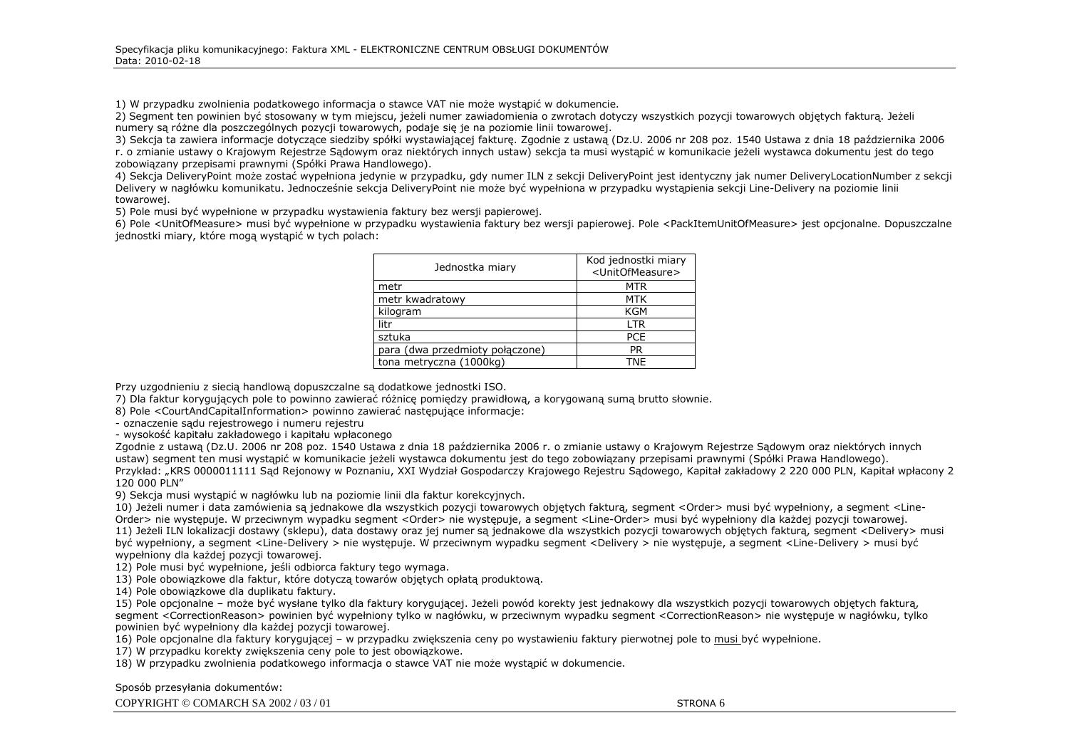1) W przypadku zwolnienia podatkowego informacja o stawce VAT nie może wystąpić w dokumencie.
2) Segment ten powinien być stosowany w tym miejscu, jeżeli numer zawiadomienia o zwrotach dotyczy wszystkich pozycji towarowych objętych fakturą. Jeżeli numery są różne dla poszczególnych pozycji towarowych, podaje się je na poziomie linii towarowej.
3) Sekcja ta zawiera informacje dotyczące siedziby spółki wystawiającej fakturę. Zgodnie z ustawą (Dz.U. 2006 nr 208 poz. 1540 Ustawa z dnia 18 października 2006 r. o zmianie ustawy o Krajowym Rejestrze Sądowym oraz niektórych innych ustaw) sekcja ta musi wystąpić w komunikacie jeżeli wystawca dokumentu jest do tego zobowiązany przepisami prawnymi (Spółki Prawa Handlowego).
4) Sekcja DeliveryPoint może zostać wypełniona jedynie w przypadku, gdy numer ILN z sekcji DeliveryPoint jest identyczny jak numer DeliveryLocationNumber z sekcji Delivery w nagłówku komunikatu. Jednocześnie sekcja DeliveryPoint nie może być wypełniona w przypadku wystąpienia sekcji Line-Delivery na poziomie linii towarowej.
5) Pole musi być wypełnione w przypadku wystawienia faktury bez wersji papierowej.
6) Pole <UnitOfMeasure> musi być wypełnione w przypadku wystawienia faktury bez wersji papierowej. Pole <PackItemUnitOfMeasure> jest opcjonalne. Dopuszczalne jednostki miary, które mogą wystąpić w tych polach:

| Jednostka miary | Kod jednostki miary <UnitOfMeasure> |
|---|---|
| metr | MTR |
| metr kwadratowy | MTK |
| kilogram | KGM |
| litr | LTR |
| sztuka | PCE |
| para (dwa przedmioty połączone) | PR |
| tona metryczna (1000kg) | TNE |

Przy uzgodnieniu z siecią handlową dopuszczalne są dodatkowe jednostki ISO.
7) Dla faktur korygujących pole to powinno zawierać różnicę pomiędzy prawidłową, a korygowaną sumą brutto słownie.
8) Pole <CourtAndCapitalInformation> powinno zawierać następujące informacje:
- oznaczenie sądu rejestrowego i numeru rejestru
- wysokość kapitału zakładowego i kapitału wpłaconego

Zgodnie z ustawą (Dz.U. 2006 nr 208 poz. 1540 Ustawa z dnia 18 października 2006 r. o zmianie ustawy o Krajowym Rejestrze Sądowym oraz niektórych innych ustaw) segment ten musi wystąpić w komunikacie jeżeli wystawca dokumentu jest do tego zobowiązany przepisami prawnymi (Spółki Prawa Handlowego).
Przykład: „KRS 0000011111 Sąd Rejonowy w Poznaniu, XXI Wydział Gospodarczy Krajowego Rejestru Sądowego, Kapitał zakładowy 2 220 000 PLN, Kapitał wpłacony 2 120 000 PLN"
9) Sekcja musi wystąpić w nagłówku lub na poziomie linii dla faktur korekcyjnych.
10) Jeżeli numer i data zamówienia są jednakowe dla wszystkich pozycji towarowych objętych fakturą, segment <Order> musi być wypełniony, a segment <Line-Order> nie występuje. W przeciwnym wypadku segment <Order> nie występuje, a segment <Line-Order> musi być wypełniony dla każdej pozycji towarowej.
11) Jeżeli ILN lokalizacji dostawy (sklepu), data dostawy oraz jej numer są jednakowe dla wszystkich pozycji towarowych objętych fakturą, segment <Delivery> musi być wypełniony, a segment <Line-Delivery > nie występuje. W przeciwnym wypadku segment <Delivery > nie występuje, a segment <Line-Delivery > musi być wypełniony dla każdej pozycji towarowej.
12) Pole musi być wypełnione, jeśli odbiorca faktury tego wymaga.
13) Pole obowiązkowe dla faktur, które dotyczą towarów objętych opłatą produktową.
14) Pole obowiązkowe dla duplikatu faktury.
15) Pole opcjonalne – może być wysłane tylko dla faktury korygującej. Jeżeli powód korekty jest jednakowy dla wszystkich pozycji towarowych objętych fakturą, segment <CorrectionReason> powinien być wypełniony tylko w nagłówku, w przeciwnym wypadku segment <CorrectionReason> nie występuje w nagłówku, tylko powinien być wypełniony dla każdej pozycji towarowej.
16) Pole opcjonalne dla faktury korygującej – w przypadku zwiększenia ceny po wystawieniu faktury pierwotnej pole to musi być wypełnione.
17) W przypadku korekty zwiększenia ceny pole to jest obowiązkowe.
18) W przypadku zwolnienia podatkowego informacja o stawce VAT nie może wystąpić w dokumencie.

Sposób przesyłania dokumentów: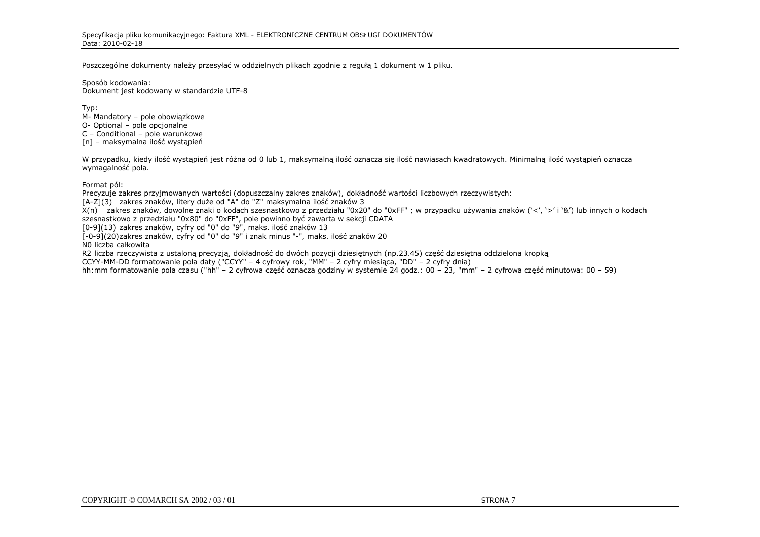Poszczególne dokumenty należy przesyłać w oddzielnych plikach zgodnie z regułą 1 dokument w 1 pliku.

Sposób kodowania:
Dokument jest kodowany w standardzie UTF-8

Typ:
M- Mandatory – pole obowiązkowe
O- Optional – pole opcjonalne
C – Conditional – pole warunkowe
[n] – maksymalna ilość wystąpień

W przypadku, kiedy ilość wystąpień jest różna od 0 lub 1, maksymalną ilość oznacza się ilość nawiasach kwadratowych. Minimalną ilość wystąpień oznacza wymagalność pola.

Format pól:
Precyzuje zakres przyjmowanych wartości (dopuszczalny zakres znaków), dokładność wartości liczbowych rzeczywistych:
[A-Z](3) zakres znaków, litery duże od "A" do "Z" maksymalna ilość znaków 3
X(n) zakres znaków, dowolne znaki o kodach szesnastkowo z przedziału "0x20" do "0xFF" ; w przypadku używania znaków ('<', '>' i '&') lub innych o kodach szesnastkowo z przedziału "0x80" do "0xFF", pole powinno być zawarta w sekcji CDATA
[0-9](13) zakres znaków, cyfry od "0" do "9", maks. ilość znaków 13
[-0-9](20)zakres znaków, cyfry od "0" do "9" i znak minus "-", maks. ilość znaków 20
N0 liczba całkowita
R2 liczba rzeczywista z ustaloną precyzją, dokładność do dwóch pozycji dziesiętnych (np.23.45) część dziesiętna oddzielona kropką
CCYY-MM-DD formatowanie pola daty ("CCYY" – 4 cyfrowy rok, "MM" – 2 cyfry miesiąca, "DD" – 2 cyfry dnia)
hh:mm formatowanie pola czasu ("hh" – 2 cyfrowa część oznacza godziny w systemie 24 godz.: 00 – 23, "mm" – 2 cyfrowa część minutowa: 00 – 59)